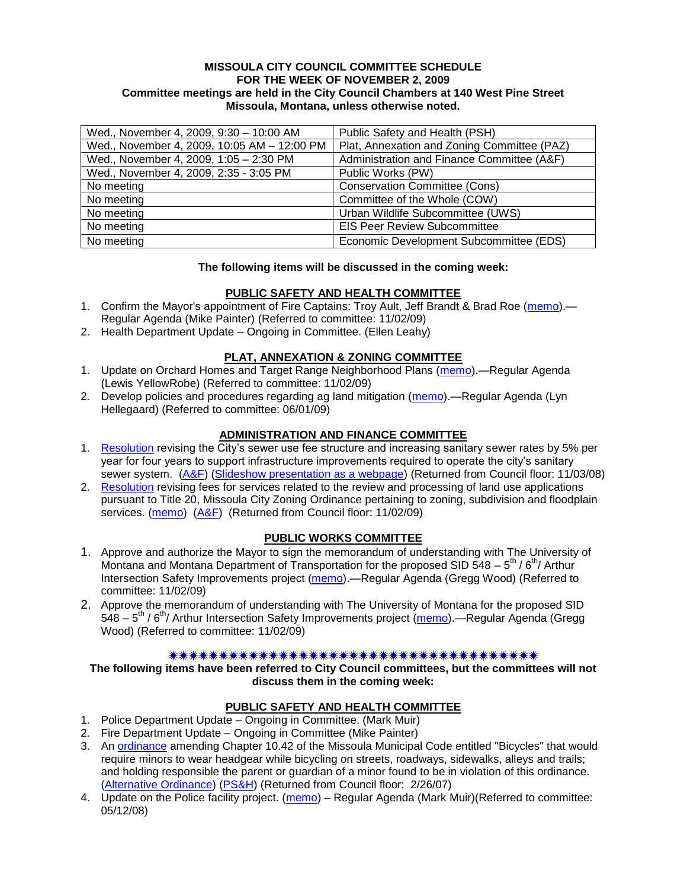**MISSOULA CITY COUNCIL COMMITTEE SCHEDULE**
**FOR THE WEEK OF NOVEMBER 2, 2009**
**Committee meetings are held in the City Council Chambers at 140 West Pine Street**
**Missoula, Montana, unless otherwise noted.**

| | |
|---|---|
| Wed., November 4, 2009, 9:30 – 10:00 AM | Public Safety and Health (PSH) |
| Wed., November 4, 2009, 10:05 AM – 12:00 PM | Plat, Annexation and Zoning Committee (PAZ) |
| Wed., November 4, 2009, 1:05 – 2:30 PM | Administration and Finance Committee (A&F) |
| Wed., November 4, 2009, 2:35 - 3:05 PM | Public Works (PW) |
| No meeting | Conservation Committee (Cons) |
| No meeting | Committee of the Whole (COW) |
| No meeting | Urban Wildlife Subcommittee (UWS) |
| No meeting | EIS Peer Review Subcommittee |
| No meeting | Economic Development Subcommittee (EDS) |

**The following items will be discussed in the coming week:**

**PUBLIC SAFETY AND HEALTH COMMITTEE**

1. Confirm the Mayor's appointment of Fire Captains: Troy Ault, Jeff Brandt & Brad Roe (memo).—Regular Agenda (Mike Painter) (Referred to committee: 11/02/09)
2. Health Department Update – Ongoing in Committee. (Ellen Leahy)

**PLAT, ANNEXATION & ZONING COMMITTEE**

1. Update on Orchard Homes and Target Range Neighborhood Plans (memo).—Regular Agenda (Lewis YellowRobe) (Referred to committee: 11/02/09)
2. Develop policies and procedures regarding ag land mitigation (memo).—Regular Agenda (Lyn Hellegaard) (Referred to committee: 06/01/09)

**ADMINISTRATION AND FINANCE COMMITTEE**

1. Resolution revising the City's sewer use fee structure and increasing sanitary sewer rates by 5% per year for four years to support infrastructure improvements required to operate the city's sanitary sewer system. (A&F) (Slideshow presentation as a webpage) (Returned from Council floor: 11/03/08)
2. Resolution revising fees for services related to the review and processing of land use applications pursuant to Title 20, Missoula City Zoning Ordinance pertaining to zoning, subdivision and floodplain services. (memo) (A&F) (Returned from Council floor: 11/02/09)

**PUBLIC WORKS COMMITTEE**

1. Approve and authorize the Mayor to sign the memorandum of understanding with The University of Montana and Montana Department of Transportation for the proposed SID 548 – 5th / 6th/ Arthur Intersection Safety Improvements project (memo).—Regular Agenda (Gregg Wood) (Referred to committee: 11/02/09)
2. Approve the memorandum of understanding with The University of Montana for the proposed SID 548 – 5th / 6th/ Arthur Intersection Safety Improvements project (memo).—Regular Agenda (Gregg Wood) (Referred to committee: 11/02/09)

\*\*\*\*\*\*\*\*\*\*\*\*\*\*\*\*\*\*\*\*\*\*\*\*\*\*\*\*\*\*\*\*\*\*\*\*\*\*\*\*

**The following items have been referred to City Council committees, but the committees will not discuss them in the coming week:**

**PUBLIC SAFETY AND HEALTH COMMITTEE**

1. Police Department Update – Ongoing in Committee. (Mark Muir)
2. Fire Department Update – Ongoing in Committee (Mike Painter)
3. An ordinance amending Chapter 10.42 of the Missoula Municipal Code entitled "Bicycles" that would require minors to wear headgear while bicycling on streets, roadways, sidewalks, alleys and trails; and holding responsible the parent or guardian of a minor found to be in violation of this ordinance. (Alternative Ordinance) (PS&H) (Returned from Council floor: 2/26/07)
4. Update on the Police facility project. (memo) – Regular Agenda (Mark Muir)(Referred to committee: 05/12/08)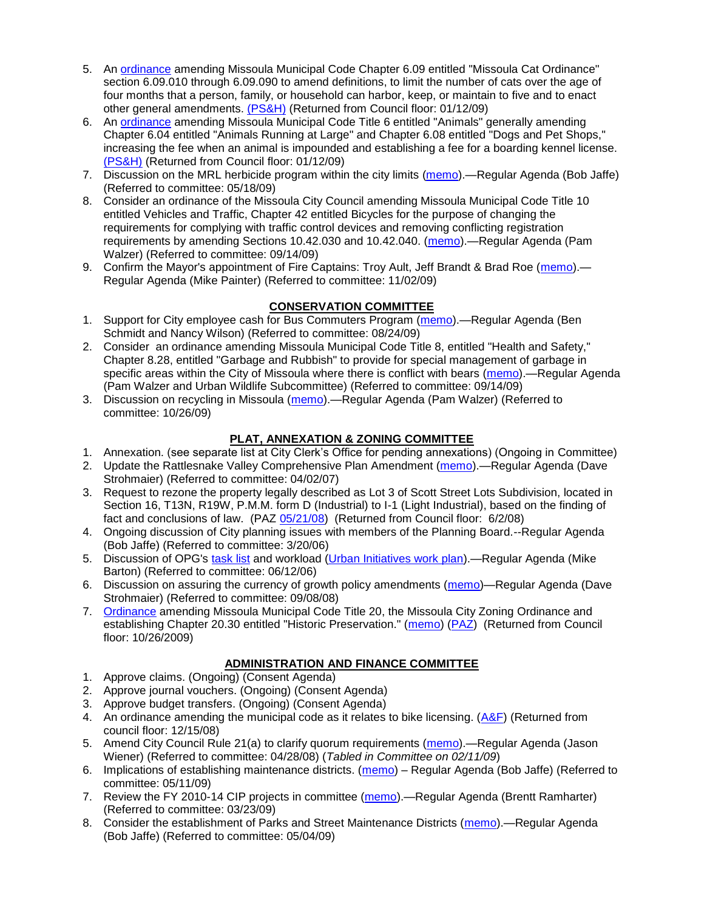5. An ordinance amending Missoula Municipal Code Chapter 6.09 entitled "Missoula Cat Ordinance" section 6.09.010 through 6.09.090 to amend definitions, to limit the number of cats over the age of four months that a person, family, or household can harbor, keep, or maintain to five and to enact other general amendments. (PS&H) (Returned from Council floor: 01/12/09)
6. An ordinance amending Missoula Municipal Code Title 6 entitled "Animals" generally amending Chapter 6.04 entitled "Animals Running at Large" and Chapter 6.08 entitled "Dogs and Pet Shops," increasing the fee when an animal is impounded and establishing a fee for a boarding kennel license. (PS&H) (Returned from Council floor: 01/12/09)
7. Discussion on the MRL herbicide program within the city limits (memo).—Regular Agenda (Bob Jaffe) (Referred to committee: 05/18/09)
8. Consider an ordinance of the Missoula City Council amending Missoula Municipal Code Title 10 entitled Vehicles and Traffic, Chapter 42 entitled Bicycles for the purpose of changing the requirements for complying with traffic control devices and removing conflicting registration requirements by amending Sections 10.42.030 and 10.42.040. (memo).—Regular Agenda (Pam Walzer) (Referred to committee: 09/14/09)
9. Confirm the Mayor's appointment of Fire Captains: Troy Ault, Jeff Brandt & Brad Roe (memo).—Regular Agenda (Mike Painter) (Referred to committee: 11/02/09)

## CONSERVATION COMMITTEE

1. Support for City employee cash for Bus Commuters Program (memo).—Regular Agenda (Ben Schmidt and Nancy Wilson) (Referred to committee: 08/24/09)
2. Consider an ordinance amending Missoula Municipal Code Title 8, entitled "Health and Safety," Chapter 8.28, entitled "Garbage and Rubbish" to provide for special management of garbage in specific areas within the City of Missoula where there is conflict with bears (memo).—Regular Agenda (Pam Walzer and Urban Wildlife Subcommittee) (Referred to committee: 09/14/09)
3. Discussion on recycling in Missoula (memo).—Regular Agenda (Pam Walzer) (Referred to committee: 10/26/09)

## PLAT, ANNEXATION & ZONING COMMITTEE

1. Annexation. (see separate list at City Clerk's Office for pending annexations) (Ongoing in Committee)
2. Update the Rattlesnake Valley Comprehensive Plan Amendment (memo).—Regular Agenda (Dave Strohmaier) (Referred to committee: 04/02/07)
3. Request to rezone the property legally described as Lot 3 of Scott Street Lots Subdivision, located in Section 16, T13N, R19W, P.M.M. form D (Industrial) to I-1 (Light Industrial), based on the finding of fact and conclusions of law. (PAZ 05/21/08) (Returned from Council floor: 6/2/08)
4. Ongoing discussion of City planning issues with members of the Planning Board.--Regular Agenda (Bob Jaffe) (Referred to committee: 3/20/06)
5. Discussion of OPG's task list and workload (Urban Initiatives work plan).—Regular Agenda (Mike Barton) (Referred to committee: 06/12/06)
6. Discussion on assuring the currency of growth policy amendments (memo)—Regular Agenda (Dave Strohmaier) (Referred to committee: 09/08/08)
7. Ordinance amending Missoula Municipal Code Title 20, the Missoula City Zoning Ordinance and establishing Chapter 20.30 entitled "Historic Preservation." (memo) (PAZ) (Returned from Council floor: 10/26/2009)

## ADMINISTRATION AND FINANCE COMMITTEE

1. Approve claims. (Ongoing) (Consent Agenda)
2. Approve journal vouchers. (Ongoing) (Consent Agenda)
3. Approve budget transfers. (Ongoing) (Consent Agenda)
4. An ordinance amending the municipal code as it relates to bike licensing. (A&F) (Returned from council floor: 12/15/08)
5. Amend City Council Rule 21(a) to clarify quorum requirements (memo).—Regular Agenda (Jason Wiener) (Referred to committee: 04/28/08) (*Tabled in Committee on 02/11/09*)
6. Implications of establishing maintenance districts. (memo) – Regular Agenda (Bob Jaffe) (Referred to committee: 05/11/09)
7. Review the FY 2010-14 CIP projects in committee (memo).—Regular Agenda (Brentt Ramharter) (Referred to committee: 03/23/09)
8. Consider the establishment of Parks and Street Maintenance Districts (memo).—Regular Agenda (Bob Jaffe) (Referred to committee: 05/04/09)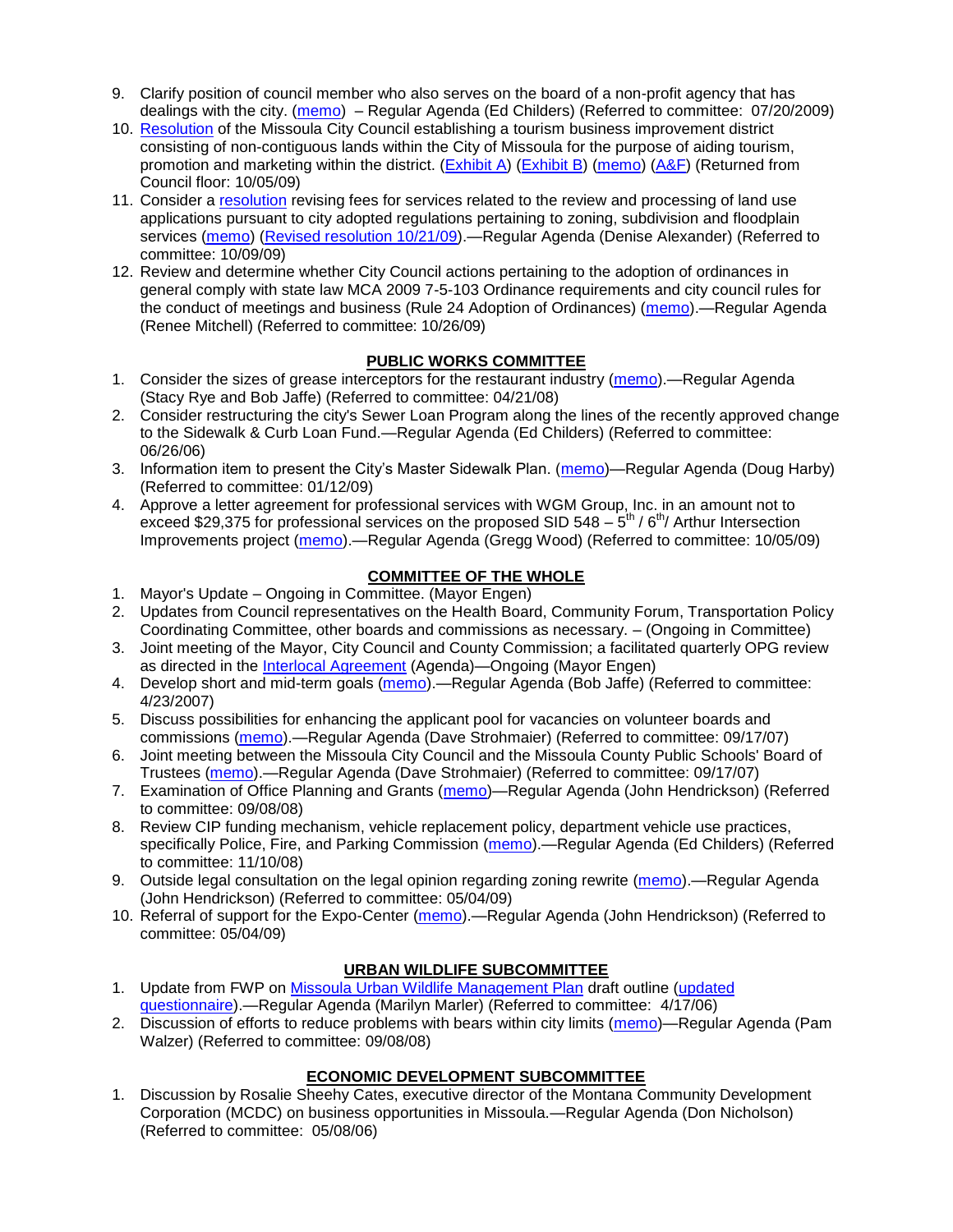9. Clarify position of council member who also serves on the board of a non-profit agency that has dealings with the city. (memo) – Regular Agenda (Ed Childers) (Referred to committee: 07/20/2009)
10. Resolution of the Missoula City Council establishing a tourism business improvement district consisting of non-contiguous lands within the City of Missoula for the purpose of aiding tourism, promotion and marketing within the district. (Exhibit A) (Exhibit B) (memo) (A&F) (Returned from Council floor: 10/05/09)
11. Consider a resolution revising fees for services related to the review and processing of land use applications pursuant to city adopted regulations pertaining to zoning, subdivision and floodplain services (memo) (Revised resolution 10/21/09).—Regular Agenda (Denise Alexander) (Referred to committee: 10/09/09)
12. Review and determine whether City Council actions pertaining to the adoption of ordinances in general comply with state law MCA 2009 7-5-103 Ordinance requirements and city council rules for the conduct of meetings and business (Rule 24 Adoption of Ordinances) (memo).—Regular Agenda (Renee Mitchell) (Referred to committee: 10/26/09)

## PUBLIC WORKS COMMITTEE

1. Consider the sizes of grease interceptors for the restaurant industry (memo).—Regular Agenda (Stacy Rye and Bob Jaffe) (Referred to committee: 04/21/08)
2. Consider restructuring the city's Sewer Loan Program along the lines of the recently approved change to the Sidewalk & Curb Loan Fund.—Regular Agenda (Ed Childers) (Referred to committee: 06/26/06)
3. Information item to present the City's Master Sidewalk Plan. (memo)—Regular Agenda (Doug Harby) (Referred to committee: 01/12/09)
4. Approve a letter agreement for professional services with WGM Group, Inc. in an amount not to exceed $29,375 for professional services on the proposed SID 548 – 5th / 6th/ Arthur Intersection Improvements project (memo).—Regular Agenda (Gregg Wood) (Referred to committee: 10/05/09)

## COMMITTEE OF THE WHOLE

1. Mayor's Update – Ongoing in Committee. (Mayor Engen)
2. Updates from Council representatives on the Health Board, Community Forum, Transportation Policy Coordinating Committee, other boards and commissions as necessary. – (Ongoing in Committee)
3. Joint meeting of the Mayor, City Council and County Commission; a facilitated quarterly OPG review as directed in the Interlocal Agreement (Agenda)—Ongoing (Mayor Engen)
4. Develop short and mid-term goals (memo).—Regular Agenda (Bob Jaffe) (Referred to committee: 4/23/2007)
5. Discuss possibilities for enhancing the applicant pool for vacancies on volunteer boards and commissions (memo).—Regular Agenda (Dave Strohmaier) (Referred to committee: 09/17/07)
6. Joint meeting between the Missoula City Council and the Missoula County Public Schools' Board of Trustees (memo).—Regular Agenda (Dave Strohmaier) (Referred to committee: 09/17/07)
7. Examination of Office Planning and Grants (memo)—Regular Agenda (John Hendrickson) (Referred to committee: 09/08/08)
8. Review CIP funding mechanism, vehicle replacement policy, department vehicle use practices, specifically Police, Fire, and Parking Commission (memo).—Regular Agenda (Ed Childers) (Referred to committee: 11/10/08)
9. Outside legal consultation on the legal opinion regarding zoning rewrite (memo).—Regular Agenda (John Hendrickson) (Referred to committee: 05/04/09)
10. Referral of support for the Expo-Center (memo).—Regular Agenda (John Hendrickson) (Referred to committee: 05/04/09)

## URBAN WILDLIFE SUBCOMMITTEE

1. Update from FWP on Missoula Urban Wildlife Management Plan draft outline (updated questionnaire).—Regular Agenda (Marilyn Marler) (Referred to committee: 4/17/06)
2. Discussion of efforts to reduce problems with bears within city limits (memo)—Regular Agenda (Pam Walzer) (Referred to committee: 09/08/08)

## ECONOMIC DEVELOPMENT SUBCOMMITTEE

1. Discussion by Rosalie Sheehy Cates, executive director of the Montana Community Development Corporation (MCDC) on business opportunities in Missoula.—Regular Agenda (Don Nicholson) (Referred to committee: 05/08/06)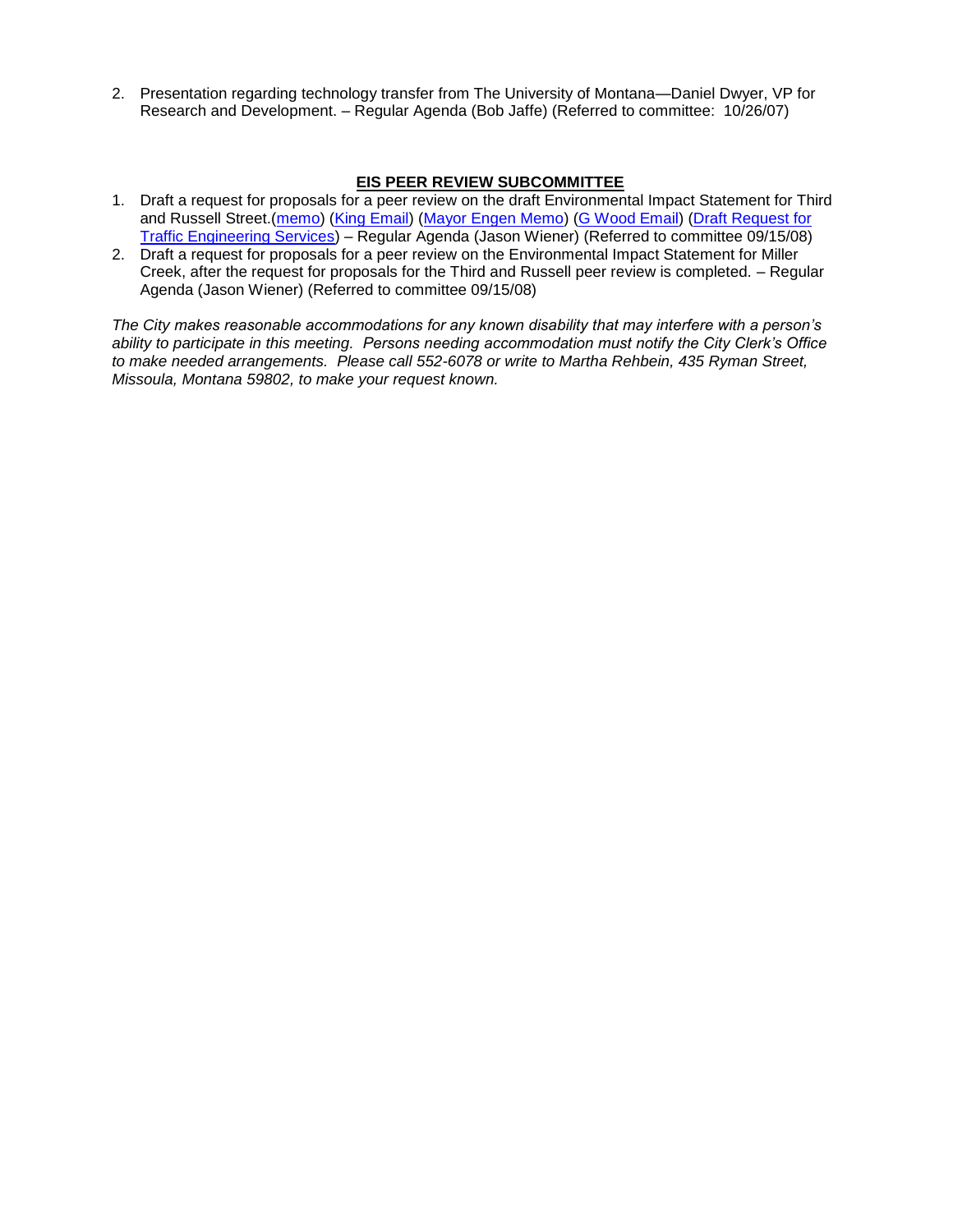2. Presentation regarding technology transfer from The University of Montana—Daniel Dwyer, VP for Research and Development. – Regular Agenda (Bob Jaffe) (Referred to committee: 10/26/07)

## EIS PEER REVIEW SUBCOMMITTEE

1. Draft a request for proposals for a peer review on the draft Environmental Impact Statement for Third and Russell Street.(memo) (King Email) (Mayor Engen Memo) (G Wood Email) (Draft Request for Traffic Engineering Services) – Regular Agenda (Jason Wiener) (Referred to committee 09/15/08)
2. Draft a request for proposals for a peer review on the Environmental Impact Statement for Miller Creek, after the request for proposals for the Third and Russell peer review is completed. – Regular Agenda (Jason Wiener) (Referred to committee 09/15/08)

*The City makes reasonable accommodations for any known disability that may interfere with a person's ability to participate in this meeting. Persons needing accommodation must notify the City Clerk's Office to make needed arrangements. Please call 552-6078 or write to Martha Rehbein, 435 Ryman Street, Missoula, Montana 59802, to make your request known.*